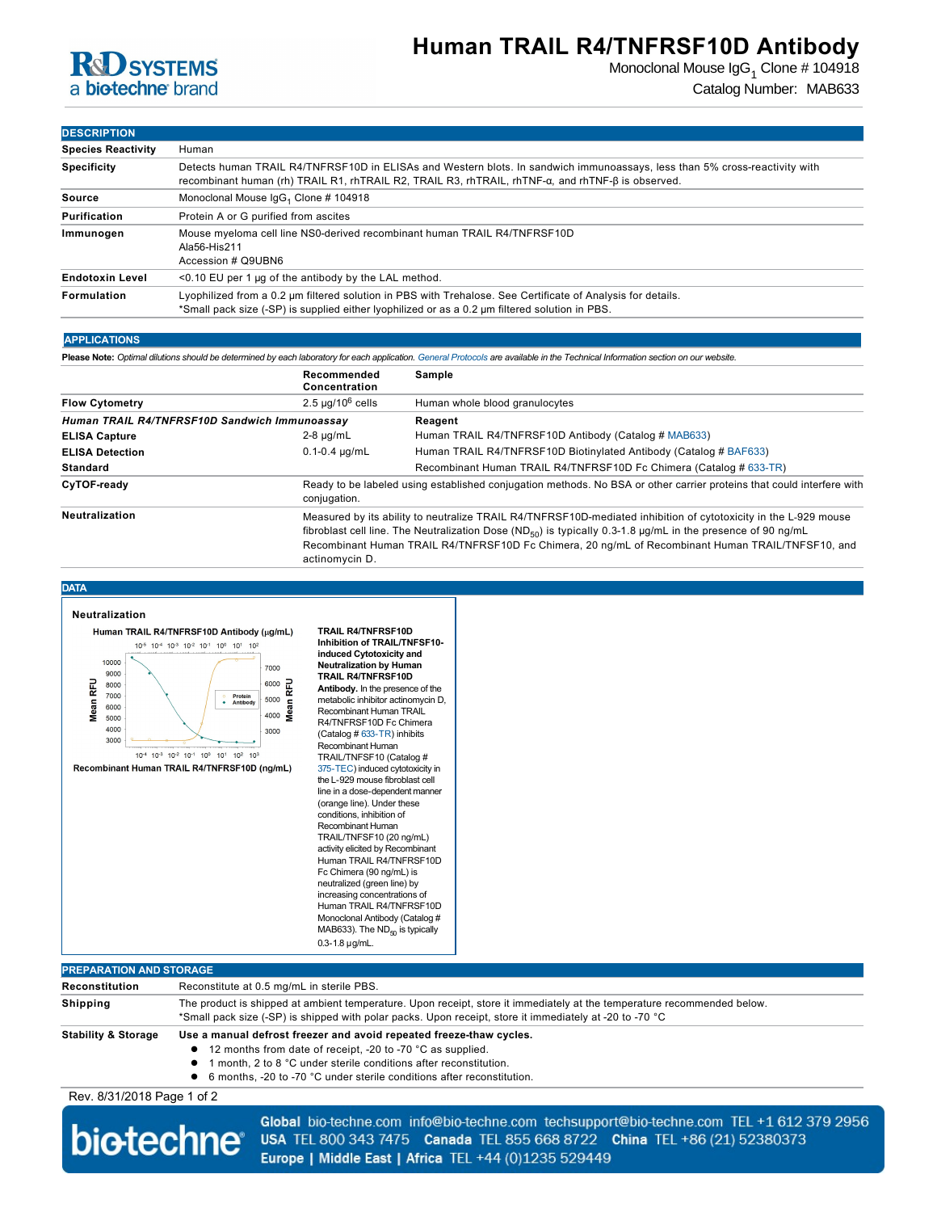# Human TRAIL R4/TNFRSF10D Antibody

Monoclonal Mouse $IgG_1$ Clone # 104918

Catalog Number: MAB633

## DESCRIPTION

| | |
|---|---|
| **Species Reactivity** | Human |
| **Specificity** | Detects human TRAIL R4/TNFRSF10D in ELISAs and Western blots. In sandwich immunoassays, less than 5% cross-reactivity with recombinant human (rh) TRAIL R1, rhTRAIL R2, TRAIL R3, rhTRAIL, rhTNF-α, and rhTNF-β is observed. |
| **Source** | Monoclonal Mouse $IgG_1$ Clone # 104918 |
| **Purification** | Protein A or G purified from ascites |
| **Immunogen** | Mouse myeloma cell line NS0-derived recombinant human TRAIL R4/TNFRSF10D<br>Ala56-His211<br>Accession # Q9UBN6 |
| **Endotoxin Level** | <0.10 EU per 1 μg of the antibody by the LAL method. |
| **Formulation** | Lyophilized from a 0.2 μm filtered solution in PBS with Trehalose. See Certificate of Analysis for details.<br>*Small pack size (-SP) is supplied either lyophilized or as a 0.2 μm filtered solution in PBS. |

## APPLICATIONS

**Please Note:** *Optimal dilutions should be determined by each laboratory for each application. General Protocols are available in the Technical Information section on our website.*

| | Recommended Concentration | Sample |
|---|---|---|
| **Flow Cytometry** | 2.5 μg/$10^6$ cells | Human whole blood granulocytes |
| ***Human TRAIL R4/TNFRSF10D Sandwich Immunoassay*** | | **Reagent** |
| **ELISA Capture** | 2-8 μg/mL | Human TRAIL R4/TNFRSF10D Antibody (Catalog # MAB633) |
| **ELISA Detection** | 0.1-0.4 μg/mL | Human TRAIL R4/TNFRSF10D Biotinylated Antibody (Catalog # BAF633) |
| **Standard** | | Recombinant Human TRAIL R4/TNFRSF10D Fc Chimera (Catalog # 633-TR) |
| **CyTOF-ready** | Ready to be labeled using established conjugation methods. No BSA or other carrier proteins that could interfere with conjugation. | |
| **Neutralization** | Measured by its ability to neutralize TRAIL R4/TNFRSF10D-mediated inhibition of cytotoxicity in the L-929 mouse fibroblast cell line. The Neutralization Dose ($ND_{50}$) is typically 0.3-1.8 μg/mL in the presence of 90 ng/mL Recombinant Human TRAIL R4/TNFRSF10D Fc Chimera, 20 ng/mL of Recombinant Human TRAIL/TNFSF10, and actinomycin D. | |

## DATA

### Neutralization

**TRAIL R4/TNFRSF10D Inhibition of TRAIL/TNFSF10-induced Cytotoxicity and Neutralization by Human TRAIL R4/TNFRSF10D Antibody.** In the presence of the metabolic inhibitor actinomycin D, Recombinant Human TRAIL R4/TNFRSF10D Fc Chimera (Catalog # 633-TR) inhibits Recombinant Human TRAIL/TNFSF10 (Catalog # 375-TEC) induced cytotoxicity in the L-929 mouse fibroblast cell line in a dose-dependent manner (orange line). Under these conditions, inhibition of Recombinant Human TRAIL/TNFSF10 (20 ng/mL) activity elicited by Recombinant Human TRAIL R4/TNFRSF10D Fc Chimera (90 ng/mL) is neutralized (green line) by increasing concentrations of Human TRAIL R4/TNFRSF10D Monoclonal Antibody (Catalog # MAB633). The $ND_{50}$ is typically 0.3-1.8 μg/mL.

## PREPARATION AND STORAGE

| | |
|---|---|
| **Reconstitution** | Reconstitute at 0.5 mg/mL in sterile PBS. |
| **Shipping** | The product is shipped at ambient temperature. Upon receipt, store it immediately at the temperature recommended below.<br>*Small pack size (-SP) is shipped with polar packs. Upon receipt, store it immediately at -20 to -70 °C |
| **Stability & Storage** | **Use a manual defrost freezer and avoid repeated freeze-thaw cycles.**<br>● 12 months from date of receipt, -20 to -70 °C as supplied.<br>● 1 month, 2 to 8 °C under sterile conditions after reconstitution.<br>● 6 months, -20 to -70 °C under sterile conditions after reconstitution. |

Rev. 8/31/2018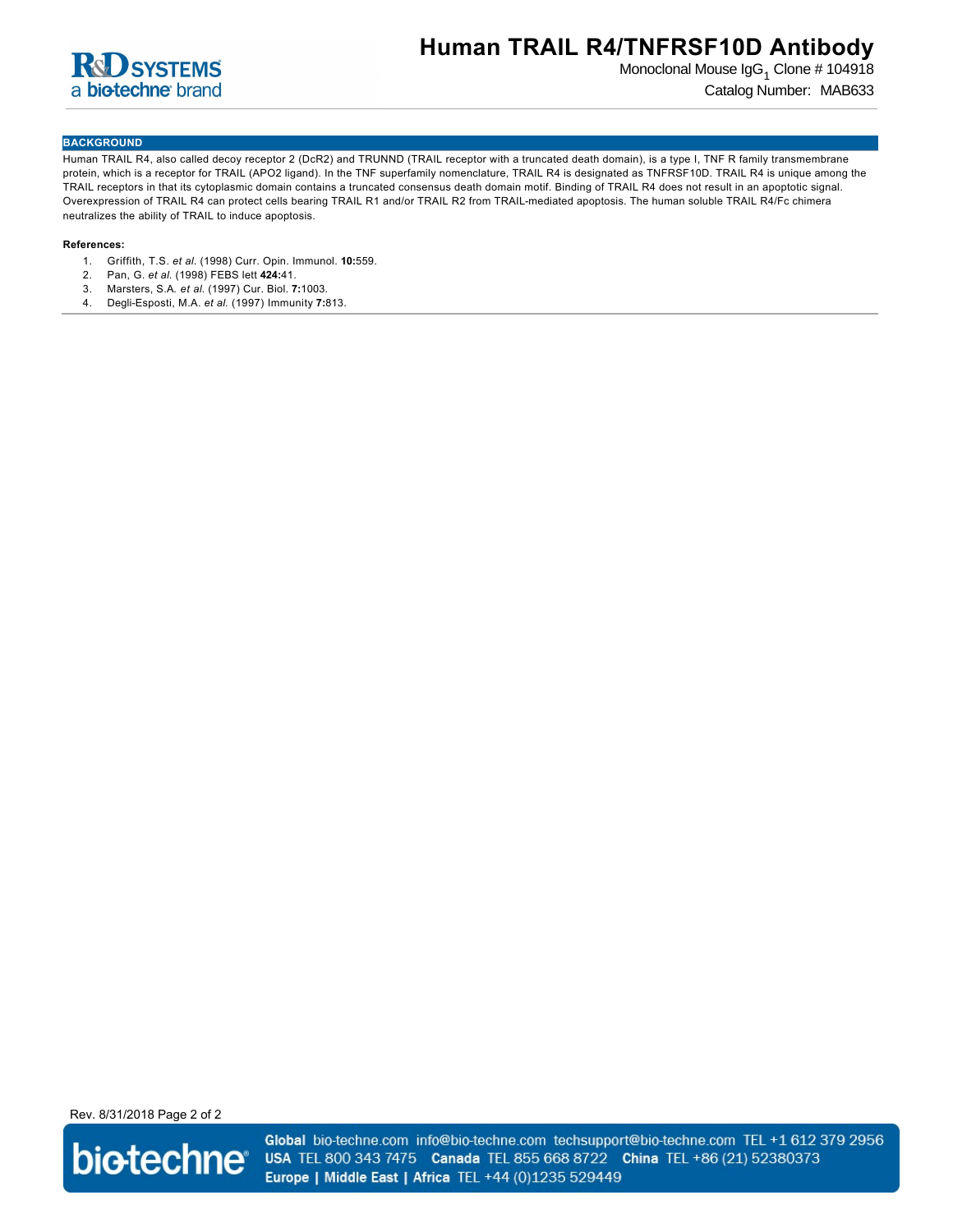# Human TRAIL R4/TNFRSF10D Antibody

Monoclonal Mouse $IgG_1$ Clone # 104918

Catalog Number: MAB633

## BACKGROUND

Human TRAIL R4, also called decoy receptor 2 (DcR2) and TRUNND (TRAIL receptor with a truncated death domain), is a type I, TNF R family transmembrane protein, which is a receptor for TRAIL (APO2 ligand). In the TNF superfamily nomenclature, TRAIL R4 is designated as TNFRSF10D. TRAIL R4 is unique among the TRAIL receptors in that its cytoplasmic domain contains a truncated consensus death domain motif. Binding of TRAIL R4 does not result in an apoptotic signal. Overexpression of TRAIL R4 can protect cells bearing TRAIL R1 and/or TRAIL R2 from TRAIL-mediated apoptosis. The human soluble TRAIL R4/Fc chimera neutralizes the ability of TRAIL to induce apoptosis.

**References:**

1. Griffith, T.S. *et al.* (1998) Curr. Opin. Immunol. **10:**559.
2. Pan, G. *et al.* (1998) FEBS lett **424:**41.
3. Marsters, S.A. *et al.* (1997) Cur. Biol. **7:**1003.
4. Degli-Esposti, M.A. *et al.* (1997) Immunity **7:**813.

Rev. 8/31/2018

**Global** bio-techne.com info@bio-techne.com techsupport@bio-techne.com TEL +1 612 379 2956
**USA** TEL 800 343 7475 **Canada** TEL 855 668 8722 **China** TEL +86 (21) 52380373
**Europe | Middle East | Africa** TEL +44 (0)1235 529449